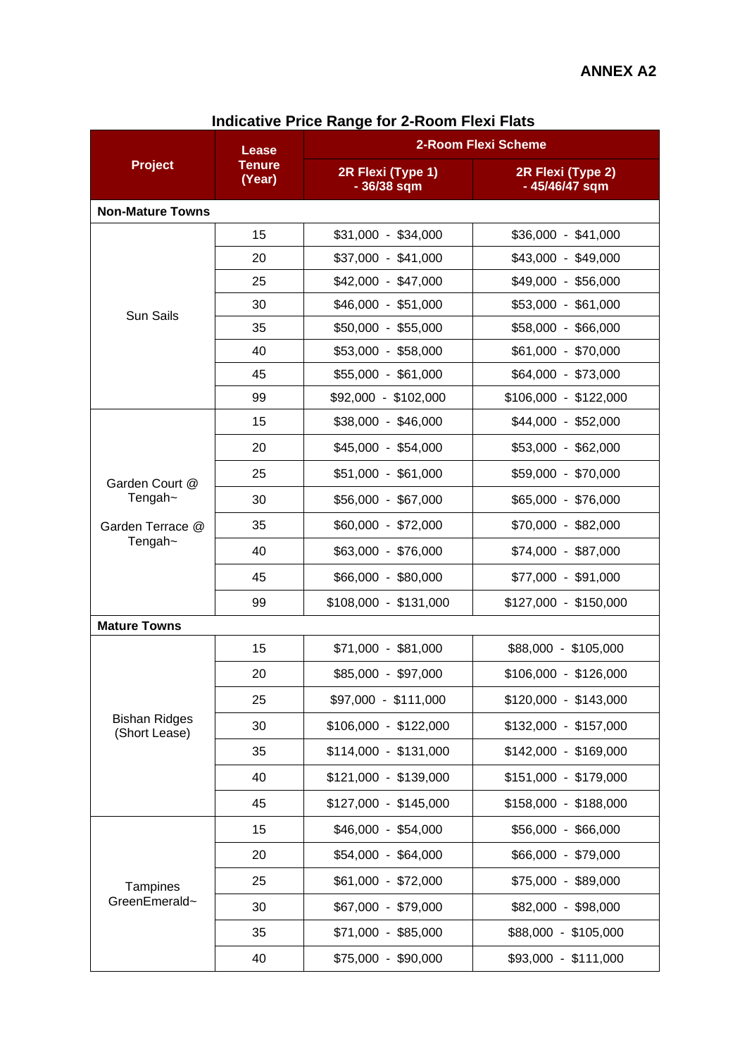**ANNEX A2**

## Indicative Price Range for 2-Room Flexi Flats

| Project | Lease Tenure (Year) | 2-Room Flexi Scheme | |
|---|---|---|---|
| | | 2R Flexi (Type 1) - 36/38 sqm | 2R Flexi (Type 2) - 45/46/47 sqm |
| **Non-Mature Towns** | | | |
| Sun Sails | 15 | $31,000 - $34,000 | $36,000 - $41,000 |
| | 20 | $37,000 - $41,000 | $43,000 - $49,000 |
| | 25 | $42,000 - $47,000 | $49,000 - $56,000 |
| | 30 | $46,000 - $51,000 | $53,000 - $61,000 |
| | 35 | $50,000 - $55,000 | $58,000 - $66,000 |
| | 40 | $53,000 - $58,000 | $61,000 - $70,000 |
| | 45 | $55,000 - $61,000 | $64,000 - $73,000 |
| | 99 | $92,000 - $102,000 | $106,000 - $122,000 |
| Garden Court @ Tengah~ Garden Terrace @ Tengah~ | 15 | $38,000 - $46,000 | $44,000 - $52,000 |
| | 20 | $45,000 - $54,000 | $53,000 - $62,000 |
| | 25 | $51,000 - $61,000 | $59,000 - $70,000 |
| | 30 | $56,000 - $67,000 | $65,000 - $76,000 |
| | 35 | $60,000 - $72,000 | $70,000 - $82,000 |
| | 40 | $63,000 - $76,000 | $74,000 - $87,000 |
| | 45 | $66,000 - $80,000 | $77,000 - $91,000 |
| | 99 | $108,000 - $131,000 | $127,000 - $150,000 |
| **Mature Towns** | | | |
| Bishan Ridges (Short Lease) | 15 | $71,000 - $81,000 | $88,000 - $105,000 |
| | 20 | $85,000 - $97,000 | $106,000 - $126,000 |
| | 25 | $97,000 - $111,000 | $120,000 - $143,000 |
| | 30 | $106,000 - $122,000 | $132,000 - $157,000 |
| | 35 | $114,000 - $131,000 | $142,000 - $169,000 |
| | 40 | $121,000 - $139,000 | $151,000 - $179,000 |
| | 45 | $127,000 - $145,000 | $158,000 - $188,000 |
| Tampines GreenEmerald~ | 15 | $46,000 - $54,000 | $56,000 - $66,000 |
| | 20 | $54,000 - $64,000 | $66,000 - $79,000 |
| | 25 | $61,000 - $72,000 | $75,000 - $89,000 |
| | 30 | $67,000 - $79,000 | $82,000 - $98,000 |
| | 35 | $71,000 - $85,000 | $88,000 - $105,000 |
| | 40 | $75,000 - $90,000 | $93,000 - $111,000 |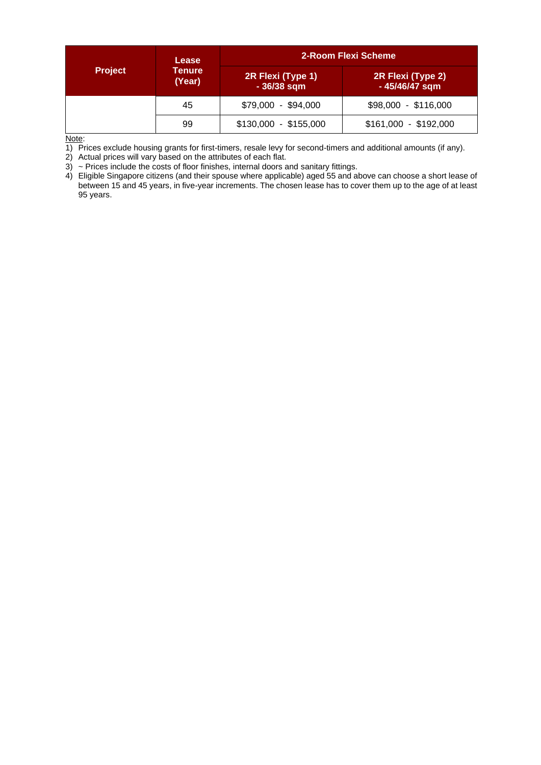| Project | Lease Tenure (Year) | 2-Room Flexi Scheme | |
|---|---|---|---|
| | | 2R Flexi (Type 1) - 36/38 sqm | 2R Flexi (Type 2) - 45/46/47 sqm |
| | 45 | $79,000 - $94,000 | $98,000 - $116,000 |
| | 99 | $130,000 - $155,000 | $161,000 - $192,000 |

Note:

1) Prices exclude housing grants for first-timers, resale levy for second-timers and additional amounts (if any).
2) Actual prices will vary based on the attributes of each flat.
3) ~ Prices include the costs of floor finishes, internal doors and sanitary fittings.
4) Eligible Singapore citizens (and their spouse where applicable) aged 55 and above can choose a short lease of between 15 and 45 years, in five-year increments. The chosen lease has to cover them up to the age of at least 95 years.